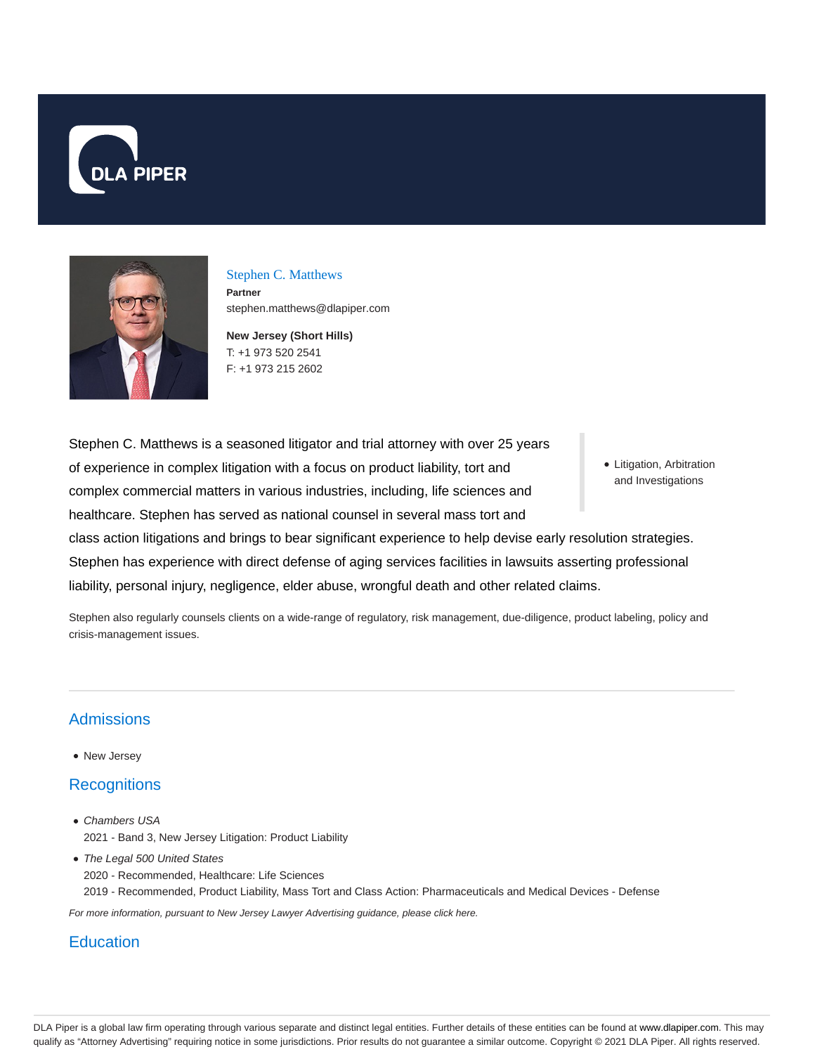# Stephen C. Matthews

**Partner**

stephen.matthews@dlapiper.com

**New Jersey (Short Hills)**

T: +1 973 520 2541

F: +1 973 215 2602

- Litigation, Arbitration and Investigations

Stephen C. Matthews is a seasoned litigator and trial attorney with over 25 years of experience in complex litigation with a focus on product liability, tort and complex commercial matters in various industries, including, life sciences and healthcare. Stephen has served as national counsel in several mass tort and class action litigations and brings to bear significant experience to help devise early resolution strategies. Stephen has experience with direct defense of aging services facilities in lawsuits asserting professional liability, personal injury, negligence, elder abuse, wrongful death and other related claims.

Stephen also regularly counsels clients on a wide-range of regulatory, risk management, due-diligence, product labeling, policy and crisis-management issues.

## Admissions

- New Jersey

## Recognitions

- *Chambers USA*
  2021 - Band 3, New Jersey Litigation: Product Liability
- *The Legal 500 United States*
  2020 - Recommended, Healthcare: Life Sciences
  2019 - Recommended, Product Liability, Mass Tort and Class Action: Pharmaceuticals and Medical Devices - Defense

*For more information, pursuant to New Jersey Lawyer Advertising guidance, please click here.*

## Education

DLA Piper is a global law firm operating through various separate and distinct legal entities. Further details of these entities can be found at www.dlapiper.com. This may qualify as "Attorney Advertising" requiring notice in some jurisdictions. Prior results do not guarantee a similar outcome. Copyright © 2021 DLA Piper. All rights reserved.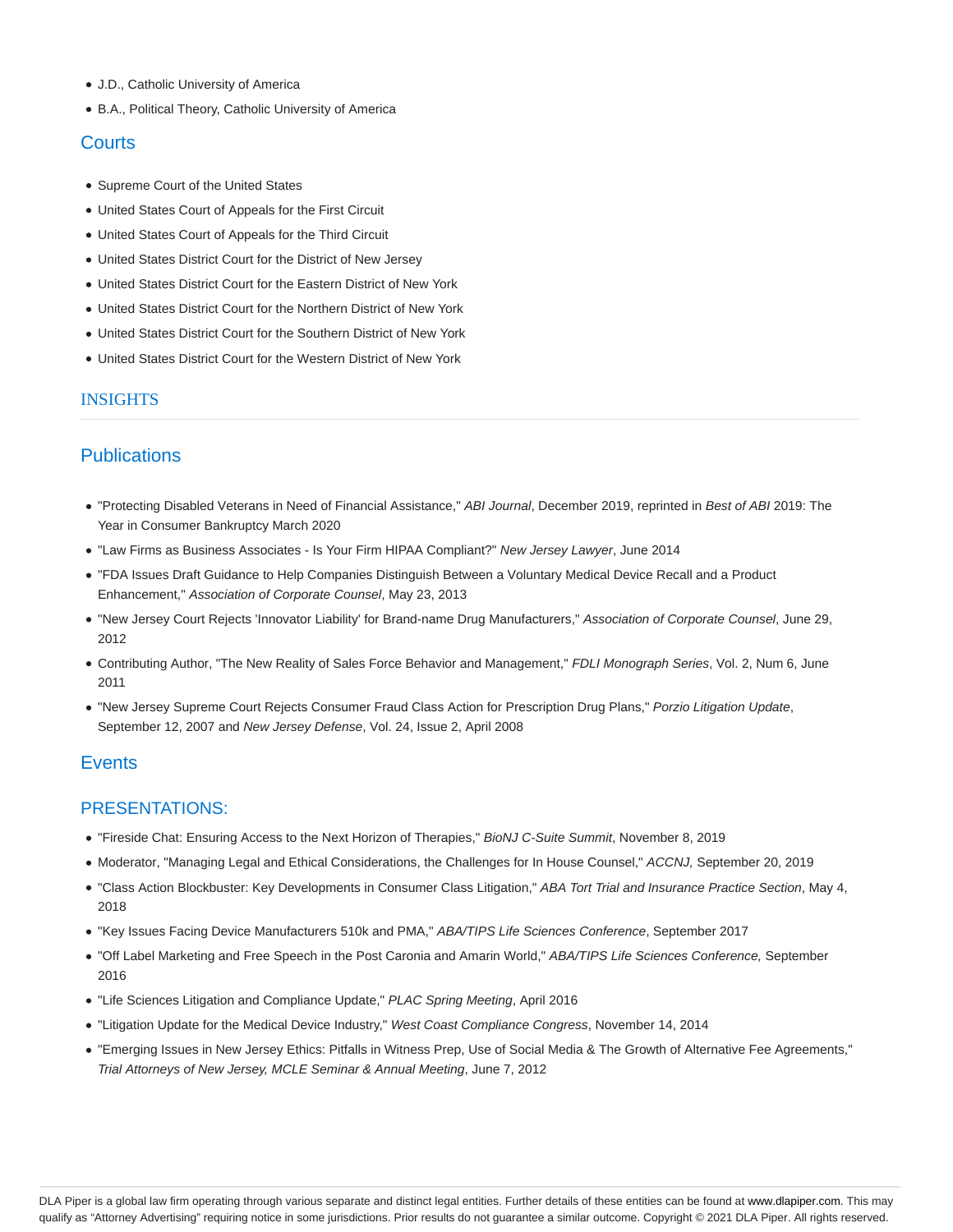- J.D., Catholic University of America
- B.A., Political Theory, Catholic University of America

## Courts

- Supreme Court of the United States
- United States Court of Appeals for the First Circuit
- United States Court of Appeals for the Third Circuit
- United States District Court for the District of New Jersey
- United States District Court for the Eastern District of New York
- United States District Court for the Northern District of New York
- United States District Court for the Southern District of New York
- United States District Court for the Western District of New York

## INSIGHTS

## Publications

- "Protecting Disabled Veterans in Need of Financial Assistance," *ABI Journal*, December 2019, reprinted in *Best of ABI* 2019: The Year in Consumer Bankruptcy March 2020
- "Law Firms as Business Associates - Is Your Firm HIPAA Compliant?" *New Jersey Lawyer*, June 2014
- "FDA Issues Draft Guidance to Help Companies Distinguish Between a Voluntary Medical Device Recall and a Product Enhancement," *Association of Corporate Counsel*, May 23, 2013
- "New Jersey Court Rejects 'Innovator Liability' for Brand-name Drug Manufacturers," *Association of Corporate Counsel*, June 29, 2012
- Contributing Author, "The New Reality of Sales Force Behavior and Management," *FDLI Monograph Series*, Vol. 2, Num 6, June 2011
- "New Jersey Supreme Court Rejects Consumer Fraud Class Action for Prescription Drug Plans," *Porzio Litigation Update*, September 12, 2007 and *New Jersey Defense*, Vol. 24, Issue 2, April 2008

## Events

## PRESENTATIONS:

- "Fireside Chat: Ensuring Access to the Next Horizon of Therapies," *BioNJ C-Suite Summit*, November 8, 2019
- Moderator, "Managing Legal and Ethical Considerations, the Challenges for In House Counsel," *ACCNJ,* September 20, 2019
- "Class Action Blockbuster: Key Developments in Consumer Class Litigation," *ABA Tort Trial and Insurance Practice Section*, May 4, 2018
- "Key Issues Facing Device Manufacturers 510k and PMA," *ABA/TIPS Life Sciences Conference*, September 2017
- "Off Label Marketing and Free Speech in the Post Caronia and Amarin World," *ABA/TIPS Life Sciences Conference,* September 2016
- "Life Sciences Litigation and Compliance Update," *PLAC Spring Meeting*, April 2016
- "Litigation Update for the Medical Device Industry," *West Coast Compliance Congress*, November 14, 2014
- "Emerging Issues in New Jersey Ethics: Pitfalls in Witness Prep, Use of Social Media & The Growth of Alternative Fee Agreements," *Trial Attorneys of New Jersey, MCLE Seminar & Annual Meeting*, June 7, 2012

DLA Piper is a global law firm operating through various separate and distinct legal entities. Further details of these entities can be found at www.dlapiper.com. This may qualify as "Attorney Advertising" requiring notice in some jurisdictions. Prior results do not guarantee a similar outcome. Copyright © 2021 DLA Piper. All rights reserved.